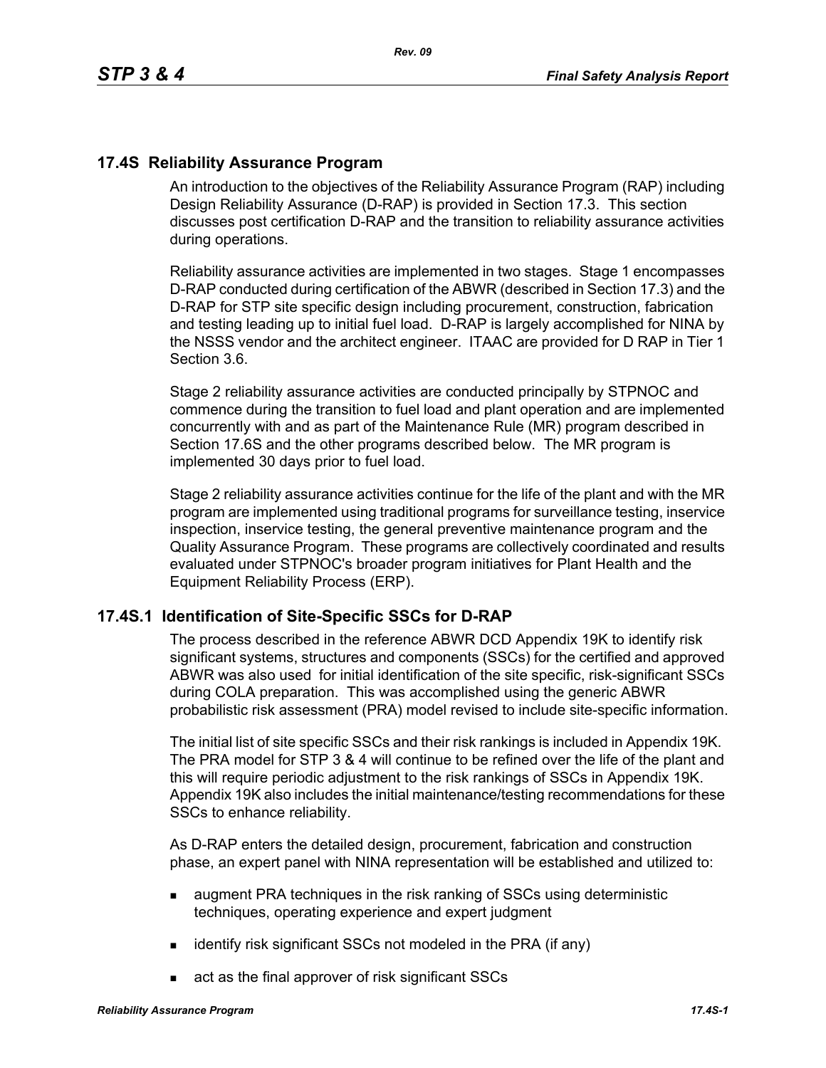## 17.4S Reliability Assurance Program

An introduction to the objectives of the Reliability Assurance Program (RAP) including Design Reliability Assurance (D-RAP) is provided in Section 17.3. This section discusses post certification D-RAP and the transition to reliability assurance activities during operations.

Reliability assurance activities are implemented in two stages. Stage 1 encompasses D-RAP conducted during certification of the ABWR (described in Section 17.3) and the D-RAP for STP site specific design including procurement, construction, fabrication and testing leading up to initial fuel load. D-RAP is largely accomplished for NINA by the NSSS vendor and the architect engineer. ITAAC are provided for D RAP in Tier 1 Section 3.6.

Stage 2 reliability assurance activities are conducted principally by STPNOC and commence during the transition to fuel load and plant operation and are implemented concurrently with and as part of the Maintenance Rule (MR) program described in Section 17.6S and the other programs described below. The MR program is implemented 30 days prior to fuel load.

Stage 2 reliability assurance activities continue for the life of the plant and with the MR program are implemented using traditional programs for surveillance testing, inservice inspection, inservice testing, the general preventive maintenance program and the Quality Assurance Program. These programs are collectively coordinated and results evaluated under STPNOC's broader program initiatives for Plant Health and the Equipment Reliability Process (ERP).

## 17.4S.1 Identification of Site-Specific SSCs for D-RAP

The process described in the reference ABWR DCD Appendix 19K to identify risk significant systems, structures and components (SSCs) for the certified and approved ABWR was also used for initial identification of the site specific, risk-significant SSCs during COLA preparation. This was accomplished using the generic ABWR probabilistic risk assessment (PRA) model revised to include site-specific information.

The initial list of site specific SSCs and their risk rankings is included in Appendix 19K. The PRA model for STP 3 & 4 will continue to be refined over the life of the plant and this will require periodic adjustment to the risk rankings of SSCs in Appendix 19K. Appendix 19K also includes the initial maintenance/testing recommendations for these SSCs to enhance reliability.

As D-RAP enters the detailed design, procurement, fabrication and construction phase, an expert panel with NINA representation will be established and utilized to:

- augment PRA techniques in the risk ranking of SSCs using deterministic techniques, operating experience and expert judgment
- identify risk significant SSCs not modeled in the PRA (if any)
- act as the final approver of risk significant SSCs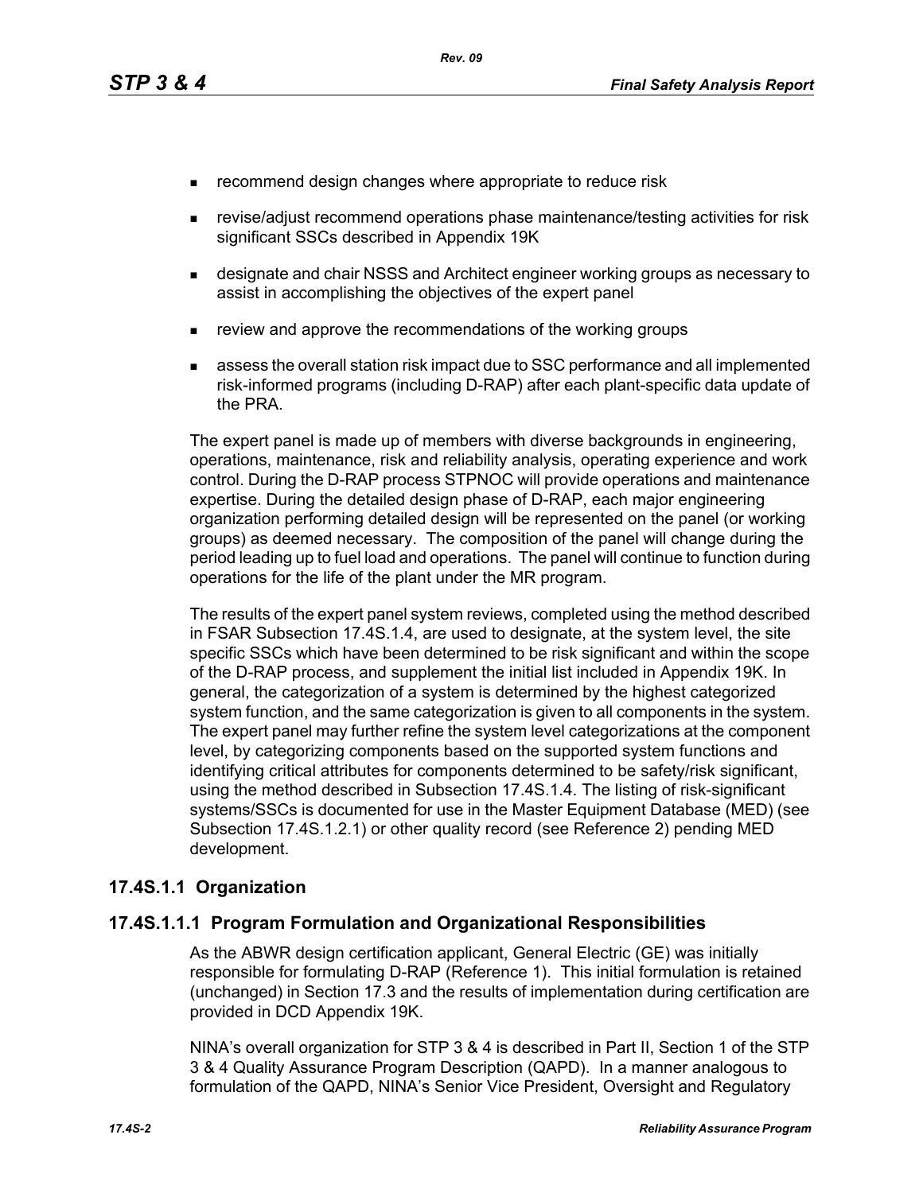- recommend design changes where appropriate to reduce risk
- revise/adjust recommend operations phase maintenance/testing activities for risk significant SSCs described in Appendix 19K
- designate and chair NSSS and Architect engineer working groups as necessary to assist in accomplishing the objectives of the expert panel
- review and approve the recommendations of the working groups
- assess the overall station risk impact due to SSC performance and all implemented risk-informed programs (including D-RAP) after each plant-specific data update of the PRA.

The expert panel is made up of members with diverse backgrounds in engineering, operations, maintenance, risk and reliability analysis, operating experience and work control. During the D-RAP process STPNOC will provide operations and maintenance expertise. During the detailed design phase of D-RAP, each major engineering organization performing detailed design will be represented on the panel (or working groups) as deemed necessary. The composition of the panel will change during the period leading up to fuel load and operations. The panel will continue to function during operations for the life of the plant under the MR program.

The results of the expert panel system reviews, completed using the method described in FSAR Subsection 17.4S.1.4, are used to designate, at the system level, the site specific SSCs which have been determined to be risk significant and within the scope of the D-RAP process, and supplement the initial list included in Appendix 19K. In general, the categorization of a system is determined by the highest categorized system function, and the same categorization is given to all components in the system. The expert panel may further refine the system level categorizations at the component level, by categorizing components based on the supported system functions and identifying critical attributes for components determined to be safety/risk significant, using the method described in Subsection 17.4S.1.4. The listing of risk-significant systems/SSCs is documented for use in the Master Equipment Database (MED) (see Subsection 17.4S.1.2.1) or other quality record (see Reference 2) pending MED development.

## 17.4S.1.1 Organization

### 17.4S.1.1.1 Program Formulation and Organizational Responsibilities

As the ABWR design certification applicant, General Electric (GE) was initially responsible for formulating D-RAP (Reference 1). This initial formulation is retained (unchanged) in Section 17.3 and the results of implementation during certification are provided in DCD Appendix 19K.

NINA's overall organization for STP 3 & 4 is described in Part II, Section 1 of the STP 3 & 4 Quality Assurance Program Description (QAPD). In a manner analogous to formulation of the QAPD, NINA's Senior Vice President, Oversight and Regulatory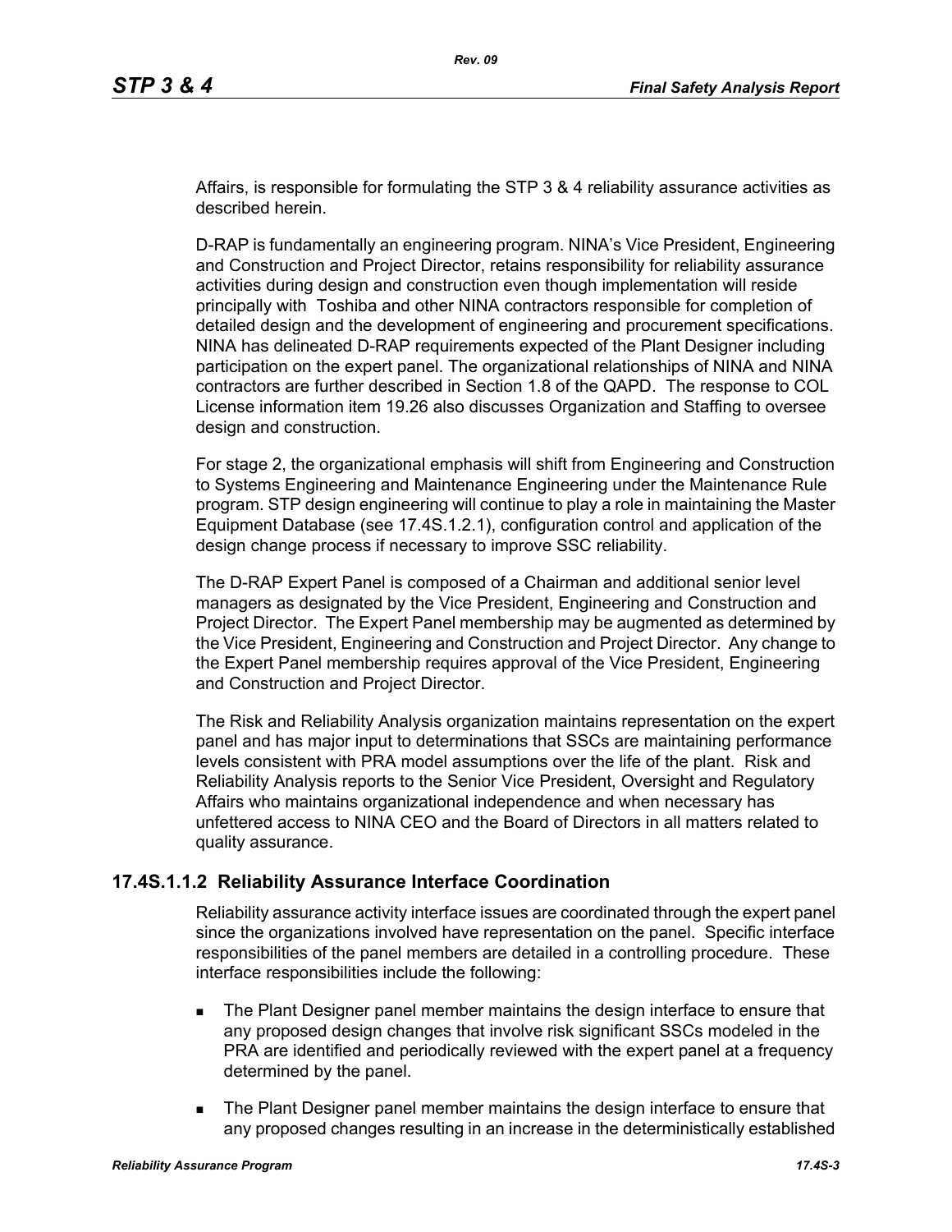Affairs, is responsible for formulating the STP 3 & 4 reliability assurance activities as described herein.

D-RAP is fundamentally an engineering program. NINA's Vice President, Engineering and Construction and Project Director, retains responsibility for reliability assurance activities during design and construction even though implementation will reside principally with Toshiba and other NINA contractors responsible for completion of detailed design and the development of engineering and procurement specifications. NINA has delineated D-RAP requirements expected of the Plant Designer including participation on the expert panel. The organizational relationships of NINA and NINA contractors are further described in Section 1.8 of the QAPD. The response to COL License information item 19.26 also discusses Organization and Staffing to oversee design and construction.

For stage 2, the organizational emphasis will shift from Engineering and Construction to Systems Engineering and Maintenance Engineering under the Maintenance Rule program. STP design engineering will continue to play a role in maintaining the Master Equipment Database (see 17.4S.1.2.1), configuration control and application of the design change process if necessary to improve SSC reliability.

The D-RAP Expert Panel is composed of a Chairman and additional senior level managers as designated by the Vice President, Engineering and Construction and Project Director. The Expert Panel membership may be augmented as determined by the Vice President, Engineering and Construction and Project Director. Any change to the Expert Panel membership requires approval of the Vice President, Engineering and Construction and Project Director.

The Risk and Reliability Analysis organization maintains representation on the expert panel and has major input to determinations that SSCs are maintaining performance levels consistent with PRA model assumptions over the life of the plant. Risk and Reliability Analysis reports to the Senior Vice President, Oversight and Regulatory Affairs who maintains organizational independence and when necessary has unfettered access to NINA CEO and the Board of Directors in all matters related to quality assurance.

### 17.4S.1.1.2 Reliability Assurance Interface Coordination

Reliability assurance activity interface issues are coordinated through the expert panel since the organizations involved have representation on the panel. Specific interface responsibilities of the panel members are detailed in a controlling procedure. These interface responsibilities include the following:

- The Plant Designer panel member maintains the design interface to ensure that any proposed design changes that involve risk significant SSCs modeled in the PRA are identified and periodically reviewed with the expert panel at a frequency determined by the panel.
- The Plant Designer panel member maintains the design interface to ensure that any proposed changes resulting in an increase in the deterministically established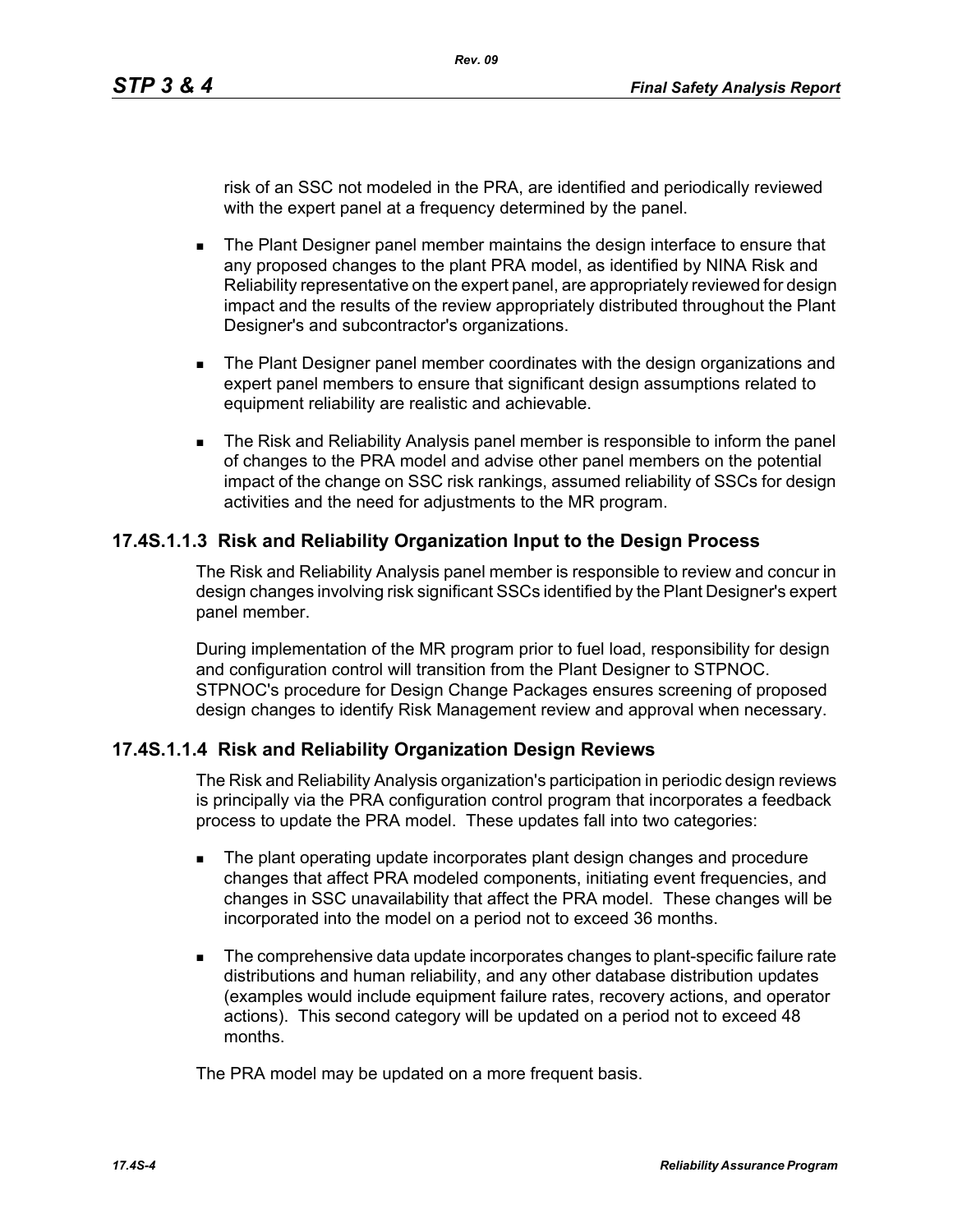risk of an SSC not modeled in the PRA, are identified and periodically reviewed with the expert panel at a frequency determined by the panel.

- The Plant Designer panel member maintains the design interface to ensure that any proposed changes to the plant PRA model, as identified by NINA Risk and Reliability representative on the expert panel, are appropriately reviewed for design impact and the results of the review appropriately distributed throughout the Plant Designer's and subcontractor's organizations.
- The Plant Designer panel member coordinates with the design organizations and expert panel members to ensure that significant design assumptions related to equipment reliability are realistic and achievable.
- The Risk and Reliability Analysis panel member is responsible to inform the panel of changes to the PRA model and advise other panel members on the potential impact of the change on SSC risk rankings, assumed reliability of SSCs for design activities and the need for adjustments to the MR program.

### 17.4S.1.1.3 Risk and Reliability Organization Input to the Design Process

The Risk and Reliability Analysis panel member is responsible to review and concur in design changes involving risk significant SSCs identified by the Plant Designer's expert panel member.

During implementation of the MR program prior to fuel load, responsibility for design and configuration control will transition from the Plant Designer to STPNOC. STPNOC's procedure for Design Change Packages ensures screening of proposed design changes to identify Risk Management review and approval when necessary.

### 17.4S.1.1.4 Risk and Reliability Organization Design Reviews

The Risk and Reliability Analysis organization's participation in periodic design reviews is principally via the PRA configuration control program that incorporates a feedback process to update the PRA model. These updates fall into two categories:

- The plant operating update incorporates plant design changes and procedure changes that affect PRA modeled components, initiating event frequencies, and changes in SSC unavailability that affect the PRA model. These changes will be incorporated into the model on a period not to exceed 36 months.
- The comprehensive data update incorporates changes to plant-specific failure rate distributions and human reliability, and any other database distribution updates (examples would include equipment failure rates, recovery actions, and operator actions). This second category will be updated on a period not to exceed 48 months.

The PRA model may be updated on a more frequent basis.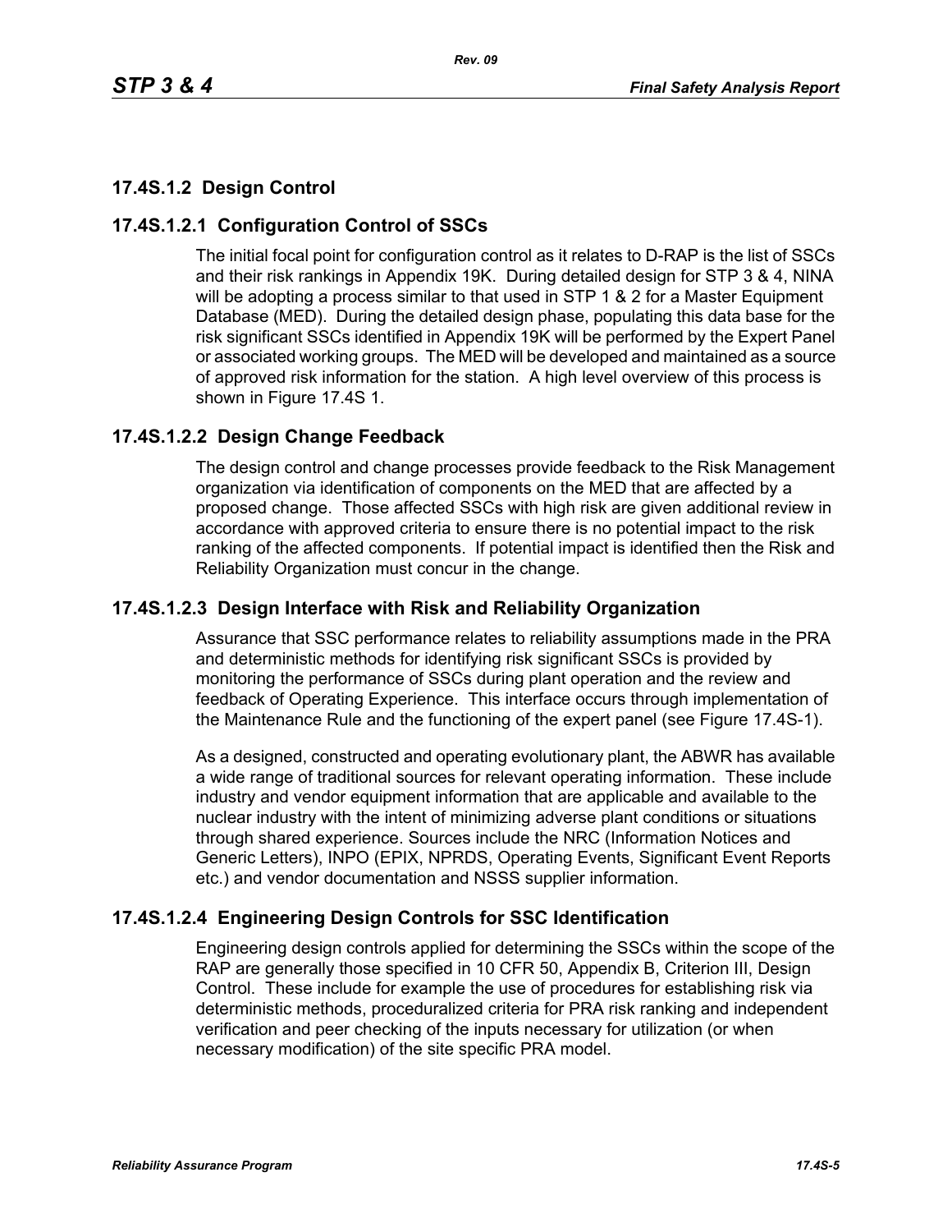## 17.4S.1.2 Design Control

### 17.4S.1.2.1 Configuration Control of SSCs

The initial focal point for configuration control as it relates to D-RAP is the list of SSCs and their risk rankings in Appendix 19K. During detailed design for STP 3 & 4, NINA will be adopting a process similar to that used in STP 1 & 2 for a Master Equipment Database (MED). During the detailed design phase, populating this data base for the risk significant SSCs identified in Appendix 19K will be performed by the Expert Panel or associated working groups. The MED will be developed and maintained as a source of approved risk information for the station. A high level overview of this process is shown in Figure 17.4S 1.

### 17.4S.1.2.2 Design Change Feedback

The design control and change processes provide feedback to the Risk Management organization via identification of components on the MED that are affected by a proposed change. Those affected SSCs with high risk are given additional review in accordance with approved criteria to ensure there is no potential impact to the risk ranking of the affected components. If potential impact is identified then the Risk and Reliability Organization must concur in the change.

### 17.4S.1.2.3 Design Interface with Risk and Reliability Organization

Assurance that SSC performance relates to reliability assumptions made in the PRA and deterministic methods for identifying risk significant SSCs is provided by monitoring the performance of SSCs during plant operation and the review and feedback of Operating Experience. This interface occurs through implementation of the Maintenance Rule and the functioning of the expert panel (see Figure 17.4S-1).

As a designed, constructed and operating evolutionary plant, the ABWR has available a wide range of traditional sources for relevant operating information. These include industry and vendor equipment information that are applicable and available to the nuclear industry with the intent of minimizing adverse plant conditions or situations through shared experience. Sources include the NRC (Information Notices and Generic Letters), INPO (EPIX, NPRDS, Operating Events, Significant Event Reports etc.) and vendor documentation and NSSS supplier information.

### 17.4S.1.2.4 Engineering Design Controls for SSC Identification

Engineering design controls applied for determining the SSCs within the scope of the RAP are generally those specified in 10 CFR 50, Appendix B, Criterion III, Design Control. These include for example the use of procedures for establishing risk via deterministic methods, proceduralized criteria for PRA risk ranking and independent verification and peer checking of the inputs necessary for utilization (or when necessary modification) of the site specific PRA model.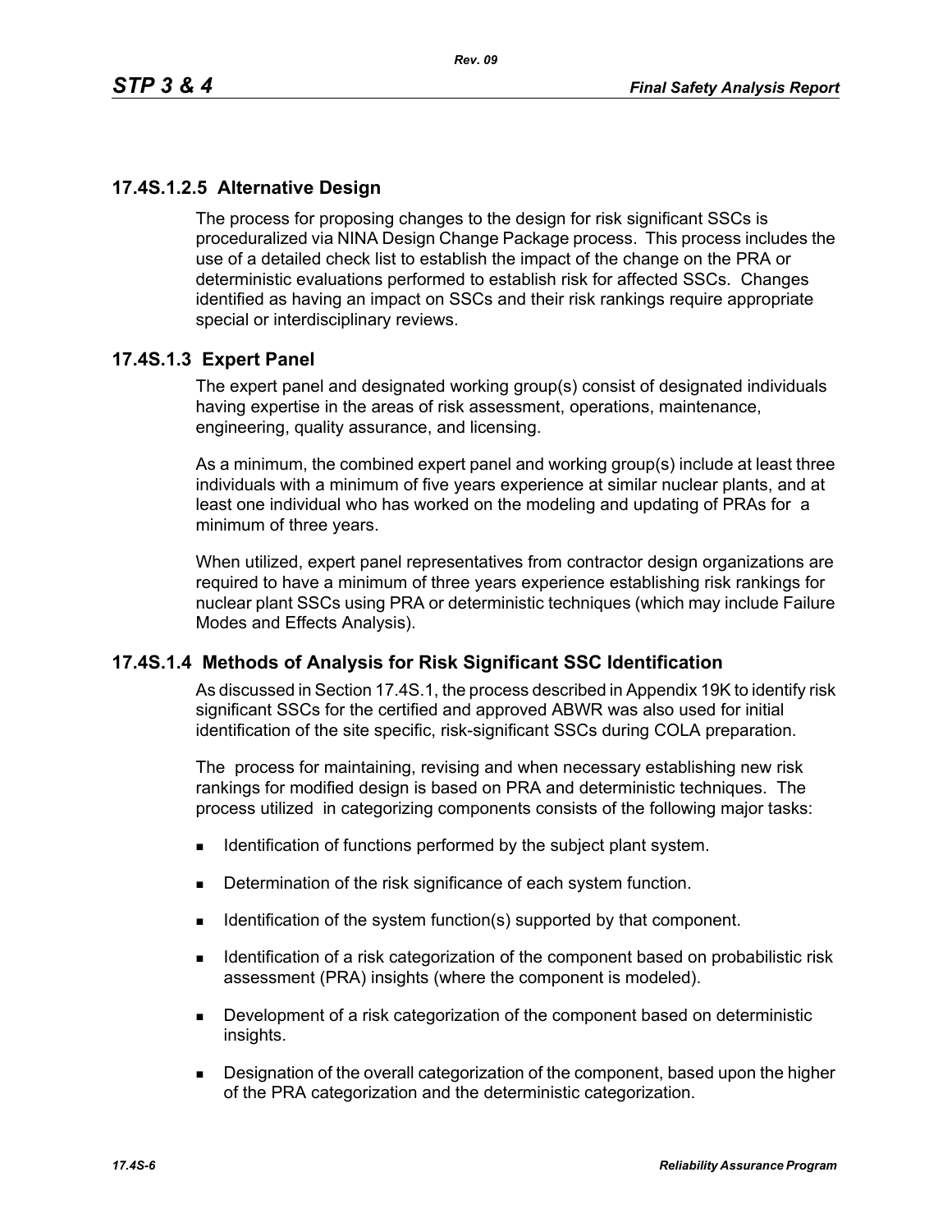### 17.4S.1.2.5 Alternative Design

The process for proposing changes to the design for risk significant SSCs is proceduralized via NINA Design Change Package process. This process includes the use of a detailed check list to establish the impact of the change on the PRA or deterministic evaluations performed to establish risk for affected SSCs. Changes identified as having an impact on SSCs and their risk rankings require appropriate special or interdisciplinary reviews.

## 17.4S.1.3 Expert Panel

The expert panel and designated working group(s) consist of designated individuals having expertise in the areas of risk assessment, operations, maintenance, engineering, quality assurance, and licensing.

As a minimum, the combined expert panel and working group(s) include at least three individuals with a minimum of five years experience at similar nuclear plants, and at least one individual who has worked on the modeling and updating of PRAs for a minimum of three years.

When utilized, expert panel representatives from contractor design organizations are required to have a minimum of three years experience establishing risk rankings for nuclear plant SSCs using PRA or deterministic techniques (which may include Failure Modes and Effects Analysis).

## 17.4S.1.4 Methods of Analysis for Risk Significant SSC Identification

As discussed in Section 17.4S.1, the process described in Appendix 19K to identify risk significant SSCs for the certified and approved ABWR was also used for initial identification of the site specific, risk-significant SSCs during COLA preparation.

The process for maintaining, revising and when necessary establishing new risk rankings for modified design is based on PRA and deterministic techniques. The process utilized in categorizing components consists of the following major tasks:

- Identification of functions performed by the subject plant system.
- Determination of the risk significance of each system function.
- Identification of the system function(s) supported by that component.
- Identification of a risk categorization of the component based on probabilistic risk assessment (PRA) insights (where the component is modeled).
- Development of a risk categorization of the component based on deterministic insights.
- Designation of the overall categorization of the component, based upon the higher of the PRA categorization and the deterministic categorization.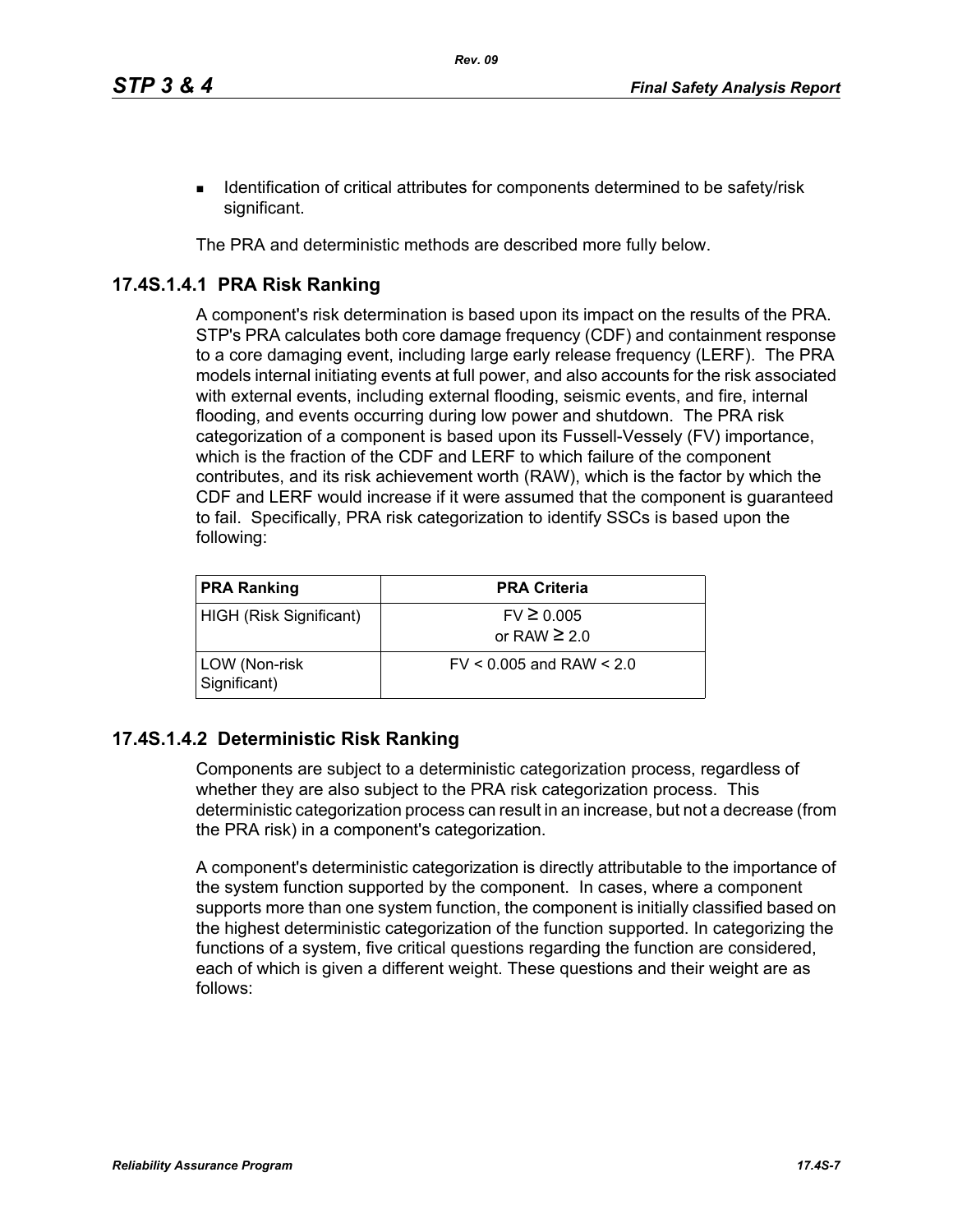- Identification of critical attributes for components determined to be safety/risk significant.

The PRA and deterministic methods are described more fully below.

### 17.4S.1.4.1 PRA Risk Ranking

A component's risk determination is based upon its impact on the results of the PRA. STP's PRA calculates both core damage frequency (CDF) and containment response to a core damaging event, including large early release frequency (LERF). The PRA models internal initiating events at full power, and also accounts for the risk associated with external events, including external flooding, seismic events, and fire, internal flooding, and events occurring during low power and shutdown. The PRA risk categorization of a component is based upon its Fussell-Vessely (FV) importance, which is the fraction of the CDF and LERF to which failure of the component contributes, and its risk achievement worth (RAW), which is the factor by which the CDF and LERF would increase if it were assumed that the component is guaranteed to fail. Specifically, PRA risk categorization to identify SSCs is based upon the following:

| PRA Ranking | PRA Criteria |
|---|---|
| HIGH (Risk Significant) | FV $\geq$ 0.005<br>or RAW $\geq$ 2.0 |
| LOW (Non-risk Significant) | FV < 0.005 and RAW < 2.0 |

### 17.4S.1.4.2 Deterministic Risk Ranking

Components are subject to a deterministic categorization process, regardless of whether they are also subject to the PRA risk categorization process. This deterministic categorization process can result in an increase, but not a decrease (from the PRA risk) in a component's categorization.

A component's deterministic categorization is directly attributable to the importance of the system function supported by the component. In cases, where a component supports more than one system function, the component is initially classified based on the highest deterministic categorization of the function supported. In categorizing the functions of a system, five critical questions regarding the function are considered, each of which is given a different weight. These questions and their weight are as follows: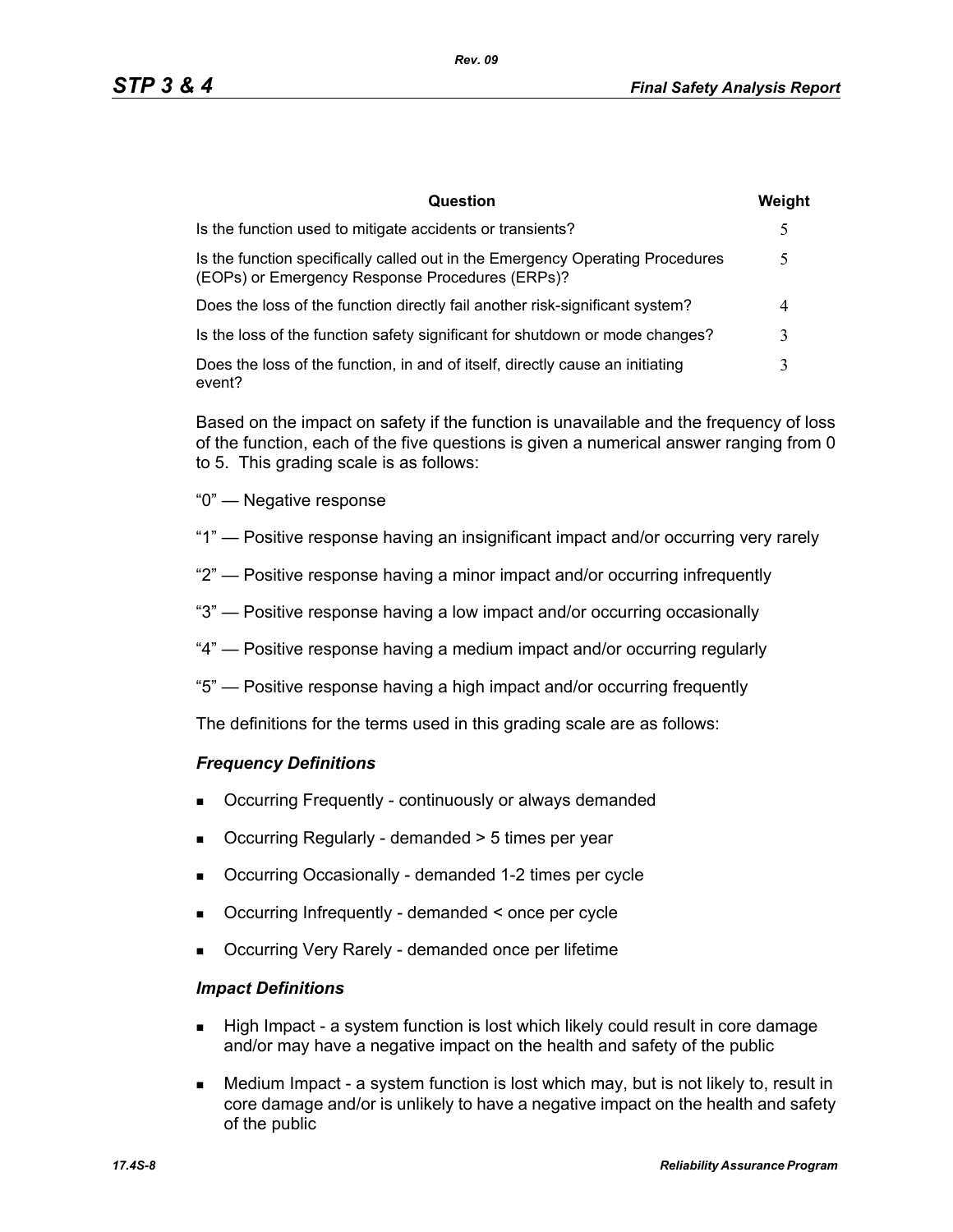| Question | Weight |
|---|---|
| Is the function used to mitigate accidents or transients? | 5 |
| Is the function specifically called out in the Emergency Operating Procedures (EOPs) or Emergency Response Procedures (ERPs)? | 5 |
| Does the loss of the function directly fail another risk-significant system? | 4 |
| Is the loss of the function safety significant for shutdown or mode changes? | 3 |
| Does the loss of the function, in and of itself, directly cause an initiating event? | 3 |

Based on the impact on safety if the function is unavailable and the frequency of loss of the function, each of the five questions is given a numerical answer ranging from 0 to 5. This grading scale is as follows:

"0" — Negative response

"1" — Positive response having an insignificant impact and/or occurring very rarely

"2" — Positive response having a minor impact and/or occurring infrequently

"3" — Positive response having a low impact and/or occurring occasionally

"4" — Positive response having a medium impact and/or occurring regularly

"5" — Positive response having a high impact and/or occurring frequently

The definitions for the terms used in this grading scale are as follows:

### *Frequency Definitions*

- Occurring Frequently - continuously or always demanded
- Occurring Regularly - demanded > 5 times per year
- Occurring Occasionally - demanded 1-2 times per cycle
- Occurring Infrequently - demanded < once per cycle
- Occurring Very Rarely - demanded once per lifetime

### *Impact Definitions*

- High Impact - a system function is lost which likely could result in core damage and/or may have a negative impact on the health and safety of the public
- Medium Impact - a system function is lost which may, but is not likely to, result in core damage and/or is unlikely to have a negative impact on the health and safety of the public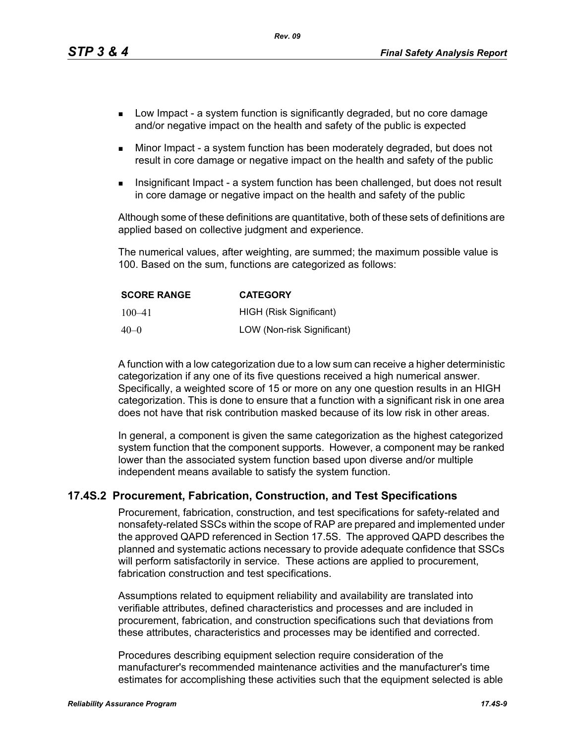- Low Impact - a system function is significantly degraded, but no core damage and/or negative impact on the health and safety of the public is expected
- Minor Impact - a system function has been moderately degraded, but does not result in core damage or negative impact on the health and safety of the public
- Insignificant Impact - a system function has been challenged, but does not result in core damage or negative impact on the health and safety of the public

Although some of these definitions are quantitative, both of these sets of definitions are applied based on collective judgment and experience.

The numerical values, after weighting, are summed; the maximum possible value is 100. Based on the sum, functions are categorized as follows:

| SCORE RANGE | CATEGORY |
|---|---|
| 100–41 | HIGH (Risk Significant) |
| 40–0 | LOW (Non-risk Significant) |

A function with a low categorization due to a low sum can receive a higher deterministic categorization if any one of its five questions received a high numerical answer. Specifically, a weighted score of 15 or more on any one question results in an HIGH categorization. This is done to ensure that a function with a significant risk in one area does not have that risk contribution masked because of its low risk in other areas.

In general, a component is given the same categorization as the highest categorized system function that the component supports. However, a component may be ranked lower than the associated system function based upon diverse and/or multiple independent means available to satisfy the system function.

## 17.4S.2 Procurement, Fabrication, Construction, and Test Specifications

Procurement, fabrication, construction, and test specifications for safety-related and nonsafety-related SSCs within the scope of RAP are prepared and implemented under the approved QAPD referenced in Section 17.5S. The approved QAPD describes the planned and systematic actions necessary to provide adequate confidence that SSCs will perform satisfactorily in service. These actions are applied to procurement, fabrication construction and test specifications.

Assumptions related to equipment reliability and availability are translated into verifiable attributes, defined characteristics and processes and are included in procurement, fabrication, and construction specifications such that deviations from these attributes, characteristics and processes may be identified and corrected.

Procedures describing equipment selection require consideration of the manufacturer's recommended maintenance activities and the manufacturer's time estimates for accomplishing these activities such that the equipment selected is able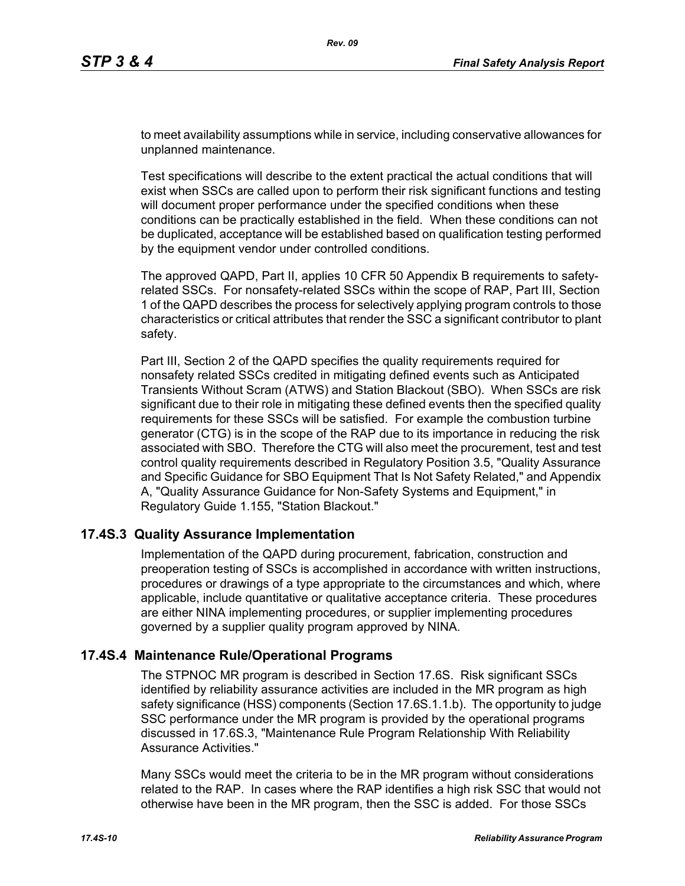to meet availability assumptions while in service, including conservative allowances for unplanned maintenance.

Test specifications will describe to the extent practical the actual conditions that will exist when SSCs are called upon to perform their risk significant functions and testing will document proper performance under the specified conditions when these conditions can be practically established in the field. When these conditions can not be duplicated, acceptance will be established based on qualification testing performed by the equipment vendor under controlled conditions.

The approved QAPD, Part II, applies 10 CFR 50 Appendix B requirements to safety-related SSCs. For nonsafety-related SSCs within the scope of RAP, Part III, Section 1 of the QAPD describes the process for selectively applying program controls to those characteristics or critical attributes that render the SSC a significant contributor to plant safety.

Part III, Section 2 of the QAPD specifies the quality requirements required for nonsafety related SSCs credited in mitigating defined events such as Anticipated Transients Without Scram (ATWS) and Station Blackout (SBO). When SSCs are risk significant due to their role in mitigating these defined events then the specified quality requirements for these SSCs will be satisfied. For example the combustion turbine generator (CTG) is in the scope of the RAP due to its importance in reducing the risk associated with SBO. Therefore the CTG will also meet the procurement, test and test control quality requirements described in Regulatory Position 3.5, "Quality Assurance and Specific Guidance for SBO Equipment That Is Not Safety Related," and Appendix A, "Quality Assurance Guidance for Non-Safety Systems and Equipment," in Regulatory Guide 1.155, "Station Blackout."

## 17.4S.3 Quality Assurance Implementation

Implementation of the QAPD during procurement, fabrication, construction and preoperation testing of SSCs is accomplished in accordance with written instructions, procedures or drawings of a type appropriate to the circumstances and which, where applicable, include quantitative or qualitative acceptance criteria. These procedures are either NINA implementing procedures, or supplier implementing procedures governed by a supplier quality program approved by NINA.

## 17.4S.4 Maintenance Rule/Operational Programs

The STPNOC MR program is described in Section 17.6S. Risk significant SSCs identified by reliability assurance activities are included in the MR program as high safety significance (HSS) components (Section 17.6S.1.1.b). The opportunity to judge SSC performance under the MR program is provided by the operational programs discussed in 17.6S.3, "Maintenance Rule Program Relationship With Reliability Assurance Activities."

Many SSCs would meet the criteria to be in the MR program without considerations related to the RAP. In cases where the RAP identifies a high risk SSC that would not otherwise have been in the MR program, then the SSC is added. For those SSCs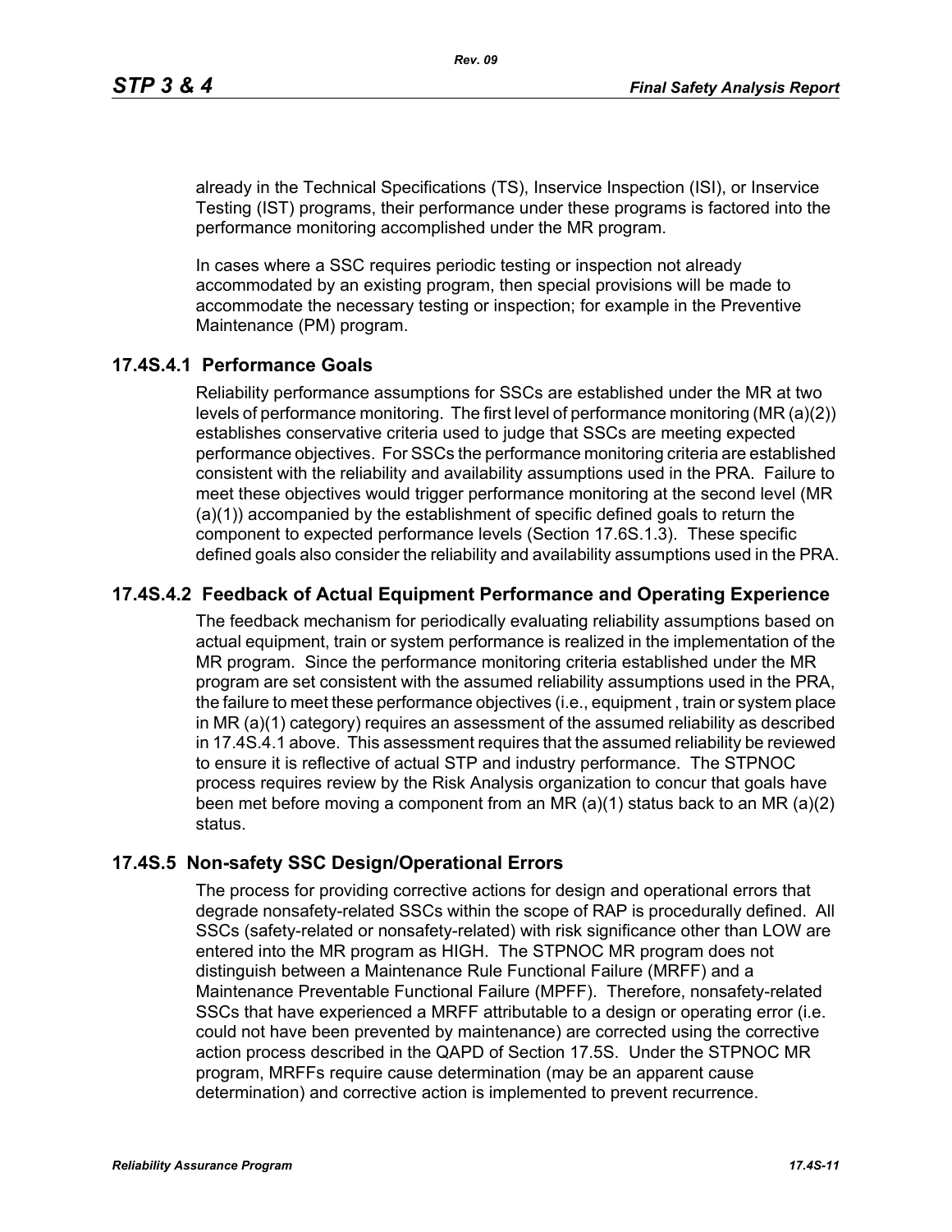already in the Technical Specifications (TS), Inservice Inspection (ISI), or Inservice Testing (IST) programs, their performance under these programs is factored into the performance monitoring accomplished under the MR program.

In cases where a SSC requires periodic testing or inspection not already accommodated by an existing program, then special provisions will be made to accommodate the necessary testing or inspection; for example in the Preventive Maintenance (PM) program.

### 17.4S.4.1 Performance Goals

Reliability performance assumptions for SSCs are established under the MR at two levels of performance monitoring. The first level of performance monitoring (MR (a)(2)) establishes conservative criteria used to judge that SSCs are meeting expected performance objectives. For SSCs the performance monitoring criteria are established consistent with the reliability and availability assumptions used in the PRA. Failure to meet these objectives would trigger performance monitoring at the second level (MR (a)(1)) accompanied by the establishment of specific defined goals to return the component to expected performance levels (Section 17.6S.1.3). These specific defined goals also consider the reliability and availability assumptions used in the PRA.

### 17.4S.4.2 Feedback of Actual Equipment Performance and Operating Experience

The feedback mechanism for periodically evaluating reliability assumptions based on actual equipment, train or system performance is realized in the implementation of the MR program. Since the performance monitoring criteria established under the MR program are set consistent with the assumed reliability assumptions used in the PRA, the failure to meet these performance objectives (i.e., equipment , train or system place in MR (a)(1) category) requires an assessment of the assumed reliability as described in 17.4S.4.1 above. This assessment requires that the assumed reliability be reviewed to ensure it is reflective of actual STP and industry performance. The STPNOC process requires review by the Risk Analysis organization to concur that goals have been met before moving a component from an MR (a)(1) status back to an MR (a)(2) status.

## 17.4S.5 Non-safety SSC Design/Operational Errors

The process for providing corrective actions for design and operational errors that degrade nonsafety-related SSCs within the scope of RAP is procedurally defined. All SSCs (safety-related or nonsafety-related) with risk significance other than LOW are entered into the MR program as HIGH. The STPNOC MR program does not distinguish between a Maintenance Rule Functional Failure (MRFF) and a Maintenance Preventable Functional Failure (MPFF). Therefore, nonsafety-related SSCs that have experienced a MRFF attributable to a design or operating error (i.e. could not have been prevented by maintenance) are corrected using the corrective action process described in the QAPD of Section 17.5S. Under the STPNOC MR program, MRFFs require cause determination (may be an apparent cause determination) and corrective action is implemented to prevent recurrence.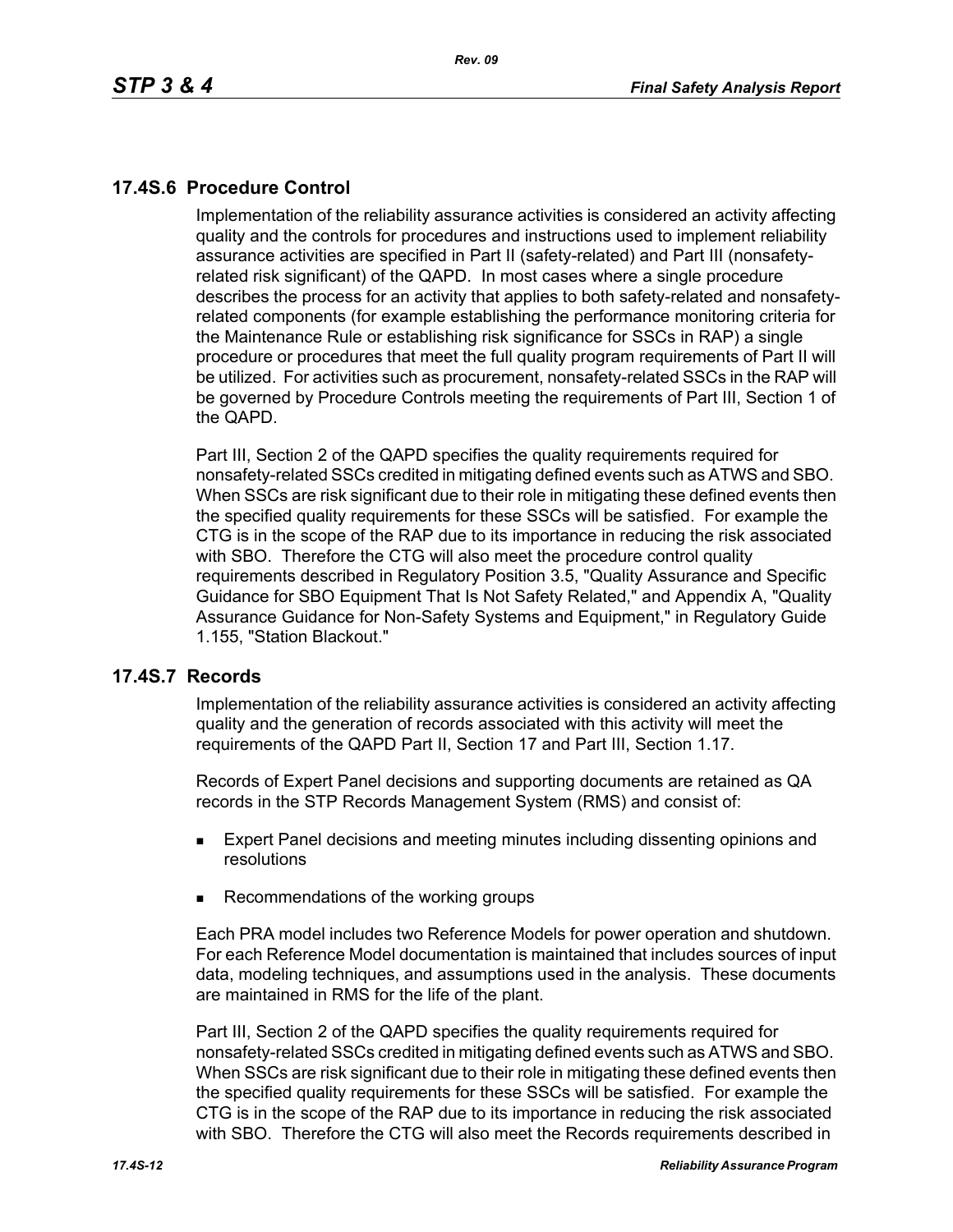## 17.4S.6 Procedure Control

Implementation of the reliability assurance activities is considered an activity affecting quality and the controls for procedures and instructions used to implement reliability assurance activities are specified in Part II (safety-related) and Part III (nonsafety-related risk significant) of the QAPD. In most cases where a single procedure describes the process for an activity that applies to both safety-related and nonsafety-related components (for example establishing the performance monitoring criteria for the Maintenance Rule or establishing risk significance for SSCs in RAP) a single procedure or procedures that meet the full quality program requirements of Part II will be utilized. For activities such as procurement, nonsafety-related SSCs in the RAP will be governed by Procedure Controls meeting the requirements of Part III, Section 1 of the QAPD.

Part III, Section 2 of the QAPD specifies the quality requirements required for nonsafety-related SSCs credited in mitigating defined events such as ATWS and SBO. When SSCs are risk significant due to their role in mitigating these defined events then the specified quality requirements for these SSCs will be satisfied. For example the CTG is in the scope of the RAP due to its importance in reducing the risk associated with SBO. Therefore the CTG will also meet the procedure control quality requirements described in Regulatory Position 3.5, "Quality Assurance and Specific Guidance for SBO Equipment That Is Not Safety Related," and Appendix A, "Quality Assurance Guidance for Non-Safety Systems and Equipment," in Regulatory Guide 1.155, "Station Blackout."

## 17.4S.7 Records

Implementation of the reliability assurance activities is considered an activity affecting quality and the generation of records associated with this activity will meet the requirements of the QAPD Part II, Section 17 and Part III, Section 1.17.

Records of Expert Panel decisions and supporting documents are retained as QA records in the STP Records Management System (RMS) and consist of:

- Expert Panel decisions and meeting minutes including dissenting opinions and resolutions
- Recommendations of the working groups

Each PRA model includes two Reference Models for power operation and shutdown. For each Reference Model documentation is maintained that includes sources of input data, modeling techniques, and assumptions used in the analysis. These documents are maintained in RMS for the life of the plant.

Part III, Section 2 of the QAPD specifies the quality requirements required for nonsafety-related SSCs credited in mitigating defined events such as ATWS and SBO. When SSCs are risk significant due to their role in mitigating these defined events then the specified quality requirements for these SSCs will be satisfied. For example the CTG is in the scope of the RAP due to its importance in reducing the risk associated with SBO. Therefore the CTG will also meet the Records requirements described in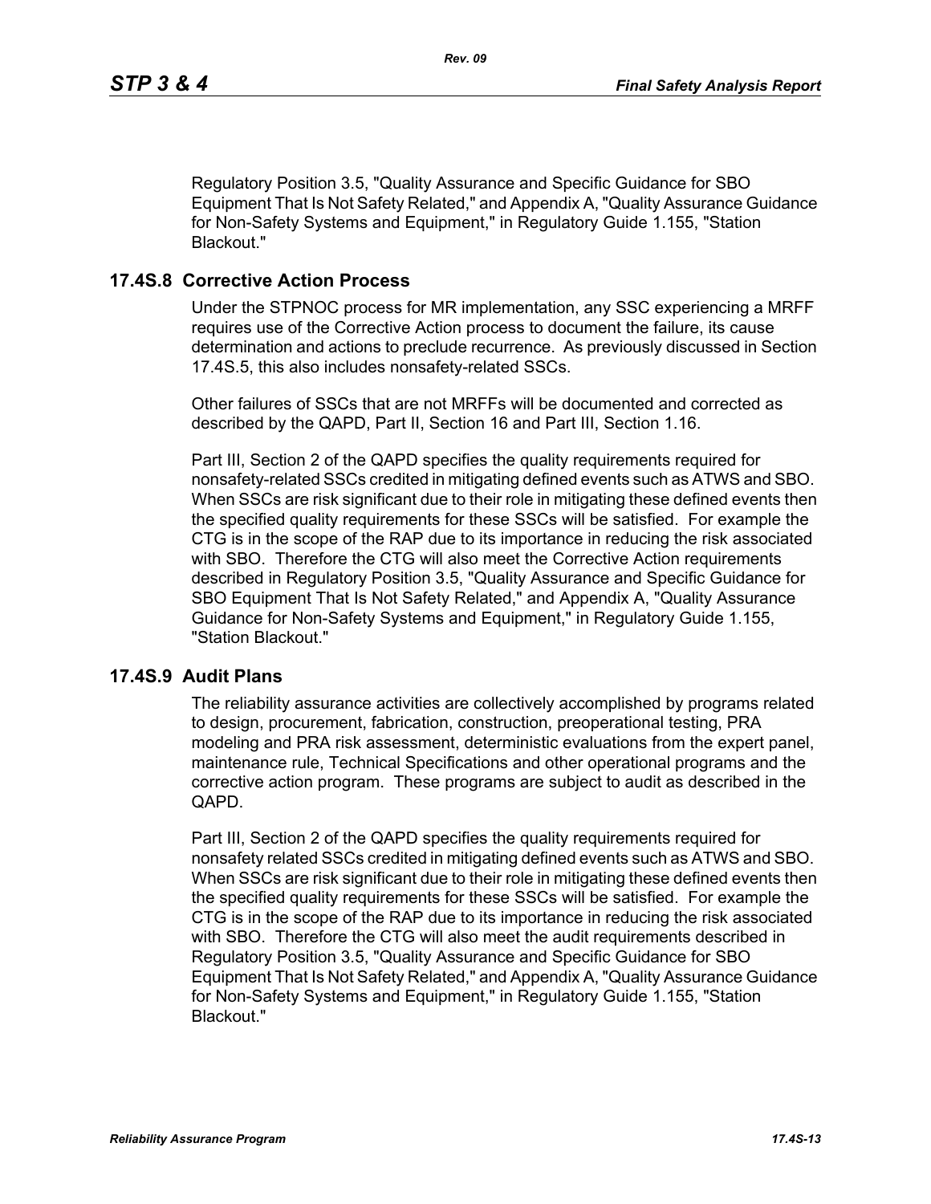Regulatory Position 3.5, "Quality Assurance and Specific Guidance for SBO Equipment That Is Not Safety Related," and Appendix A, "Quality Assurance Guidance for Non-Safety Systems and Equipment," in Regulatory Guide 1.155, "Station Blackout."

## 17.4S.8 Corrective Action Process

Under the STPNOC process for MR implementation, any SSC experiencing a MRFF requires use of the Corrective Action process to document the failure, its cause determination and actions to preclude recurrence. As previously discussed in Section 17.4S.5, this also includes nonsafety-related SSCs.

Other failures of SSCs that are not MRFFs will be documented and corrected as described by the QAPD, Part II, Section 16 and Part III, Section 1.16.

Part III, Section 2 of the QAPD specifies the quality requirements required for nonsafety-related SSCs credited in mitigating defined events such as ATWS and SBO. When SSCs are risk significant due to their role in mitigating these defined events then the specified quality requirements for these SSCs will be satisfied. For example the CTG is in the scope of the RAP due to its importance in reducing the risk associated with SBO. Therefore the CTG will also meet the Corrective Action requirements described in Regulatory Position 3.5, "Quality Assurance and Specific Guidance for SBO Equipment That Is Not Safety Related," and Appendix A, "Quality Assurance Guidance for Non-Safety Systems and Equipment," in Regulatory Guide 1.155, "Station Blackout."

## 17.4S.9 Audit Plans

The reliability assurance activities are collectively accomplished by programs related to design, procurement, fabrication, construction, preoperational testing, PRA modeling and PRA risk assessment, deterministic evaluations from the expert panel, maintenance rule, Technical Specifications and other operational programs and the corrective action program. These programs are subject to audit as described in the QAPD.

Part III, Section 2 of the QAPD specifies the quality requirements required for nonsafety related SSCs credited in mitigating defined events such as ATWS and SBO. When SSCs are risk significant due to their role in mitigating these defined events then the specified quality requirements for these SSCs will be satisfied. For example the CTG is in the scope of the RAP due to its importance in reducing the risk associated with SBO. Therefore the CTG will also meet the audit requirements described in Regulatory Position 3.5, "Quality Assurance and Specific Guidance for SBO Equipment That Is Not Safety Related," and Appendix A, "Quality Assurance Guidance for Non-Safety Systems and Equipment," in Regulatory Guide 1.155, "Station Blackout."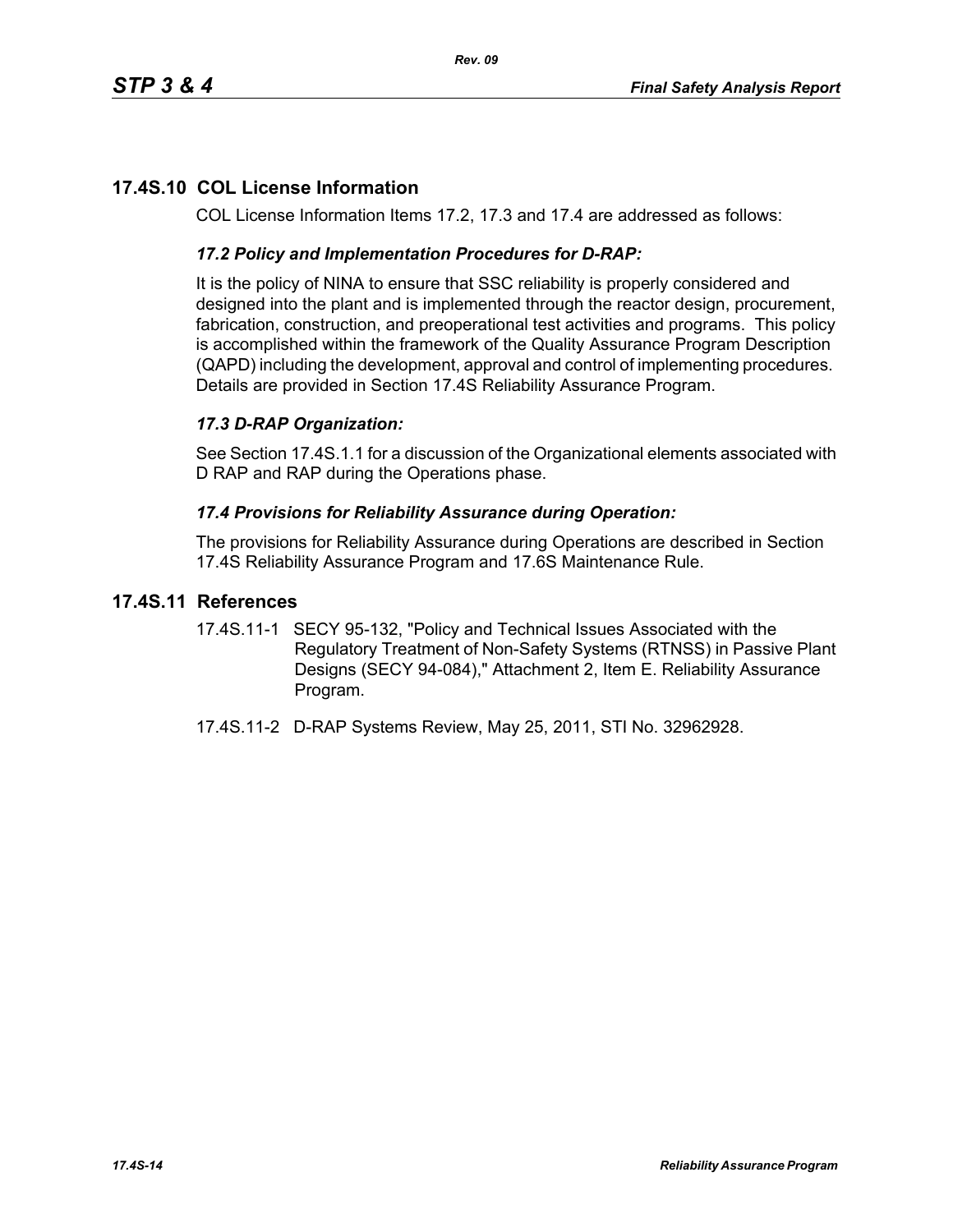## 17.4S.10 COL License Information

COL License Information Items 17.2, 17.3 and 17.4 are addressed as follows:

### *17.2 Policy and Implementation Procedures for D-RAP:*

It is the policy of NINA to ensure that SSC reliability is properly considered and designed into the plant and is implemented through the reactor design, procurement, fabrication, construction, and preoperational test activities and programs. This policy is accomplished within the framework of the Quality Assurance Program Description (QAPD) including the development, approval and control of implementing procedures. Details are provided in Section 17.4S Reliability Assurance Program.

### *17.3 D-RAP Organization:*

See Section 17.4S.1.1 for a discussion of the Organizational elements associated with D RAP and RAP during the Operations phase.

### *17.4 Provisions for Reliability Assurance during Operation:*

The provisions for Reliability Assurance during Operations are described in Section 17.4S Reliability Assurance Program and 17.6S Maintenance Rule.

## 17.4S.11 References

17.4S.11-1 SECY 95-132, "Policy and Technical Issues Associated with the Regulatory Treatment of Non-Safety Systems (RTNSS) in Passive Plant Designs (SECY 94-084)," Attachment 2, Item E. Reliability Assurance Program.

17.4S.11-2 D-RAP Systems Review, May 25, 2011, STI No. 32962928.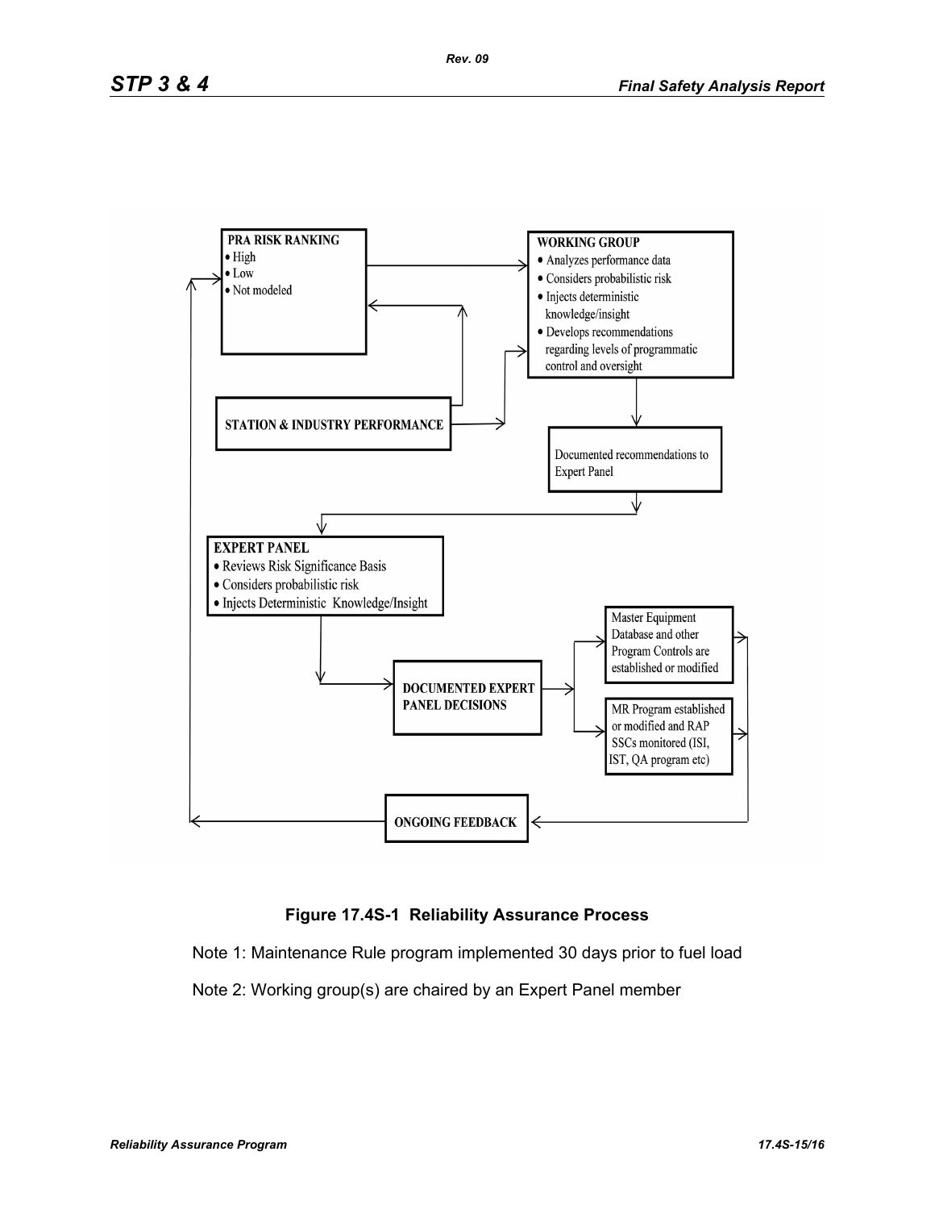PRA RISK RANKING
- High
- Low
- Not modeled

WORKING GROUP
- Analyzes performance data
- Considers probabilistic risk
- Injects deterministic knowledge/insight
- Develops recommendations regarding levels of programmatic control and oversight

STATION & INDUSTRY PERFORMANCE

Documented recommendations to Expert Panel

EXPERT PANEL
- Reviews Risk Significance Basis
- Considers probabilistic risk
- Injects Deterministic Knowledge/Insight

DOCUMENTED EXPERT PANEL DECISIONS

Master Equipment Database and other Program Controls are established or modified

MR Program established or modified and RAP SSCs monitored (ISI, IST, QA program etc)

ONGOING FEEDBACK

**Figure 17.4S-1 Reliability Assurance Process**

Note 1: Maintenance Rule program implemented 30 days prior to fuel load

Note 2: Working group(s) are chaired by an Expert Panel member